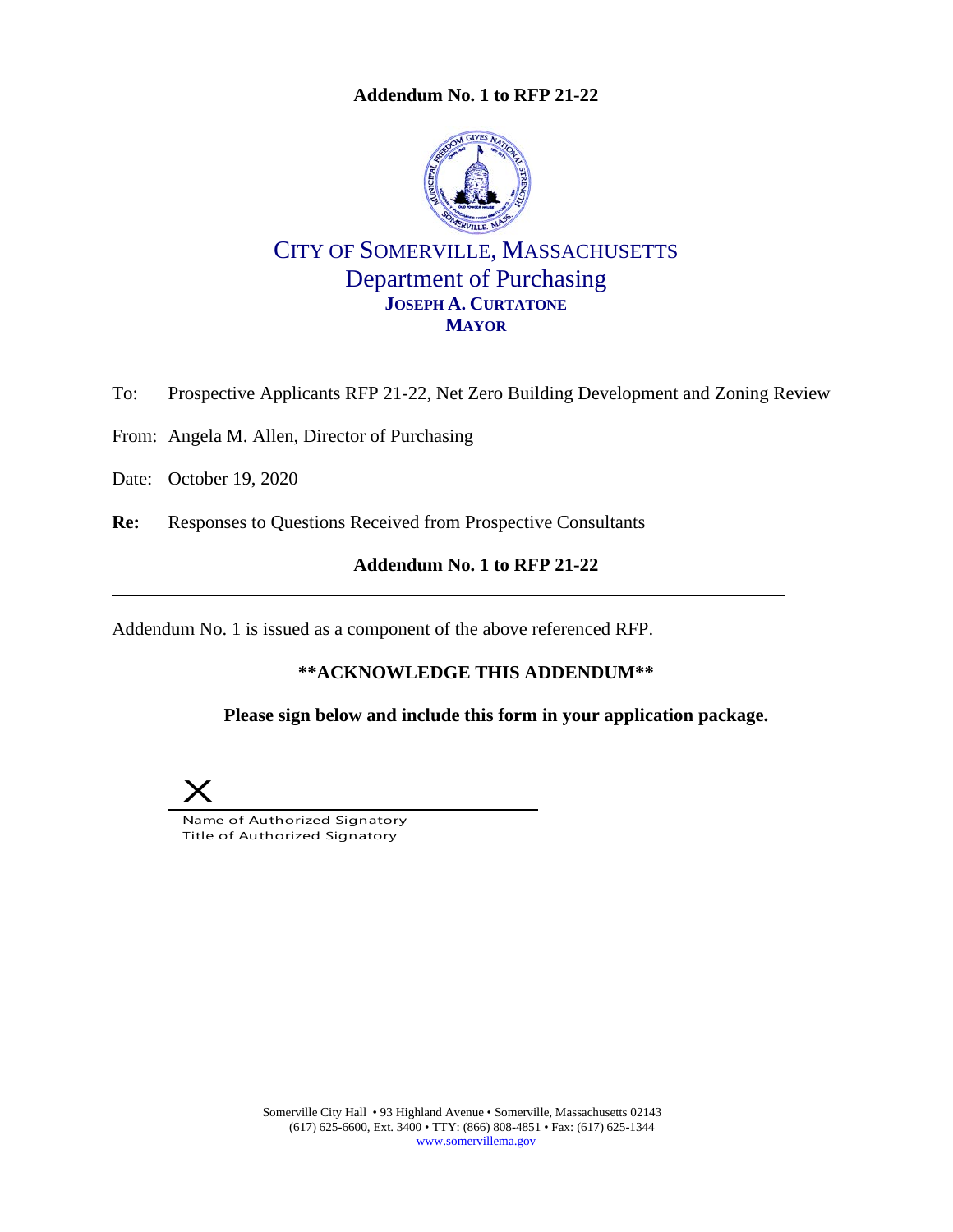**Addendum No. 1 to RFP 21-22**

CITY OF SOMERVILLE, MASSACHUSETTS
Department of Purchasing
**JOSEPH A. CURTATONE**
**MAYOR**

To: Prospective Applicants RFP 21-22, Net Zero Building Development and Zoning Review

From: Angela M. Allen, Director of Purchasing

Date: October 19, 2020

**Re:** Responses to Questions Received from Prospective Consultants

**Addendum No. 1 to RFP 21-22**

---

Addendum No. 1 is issued as a component of the above referenced RFP.

**\*\*ACKNOWLEDGE THIS ADDENDUM\*\***

**Please sign below and include this form in your application package.**

X ______________________________
Name of Authorized Signatory
Title of Authorized Signatory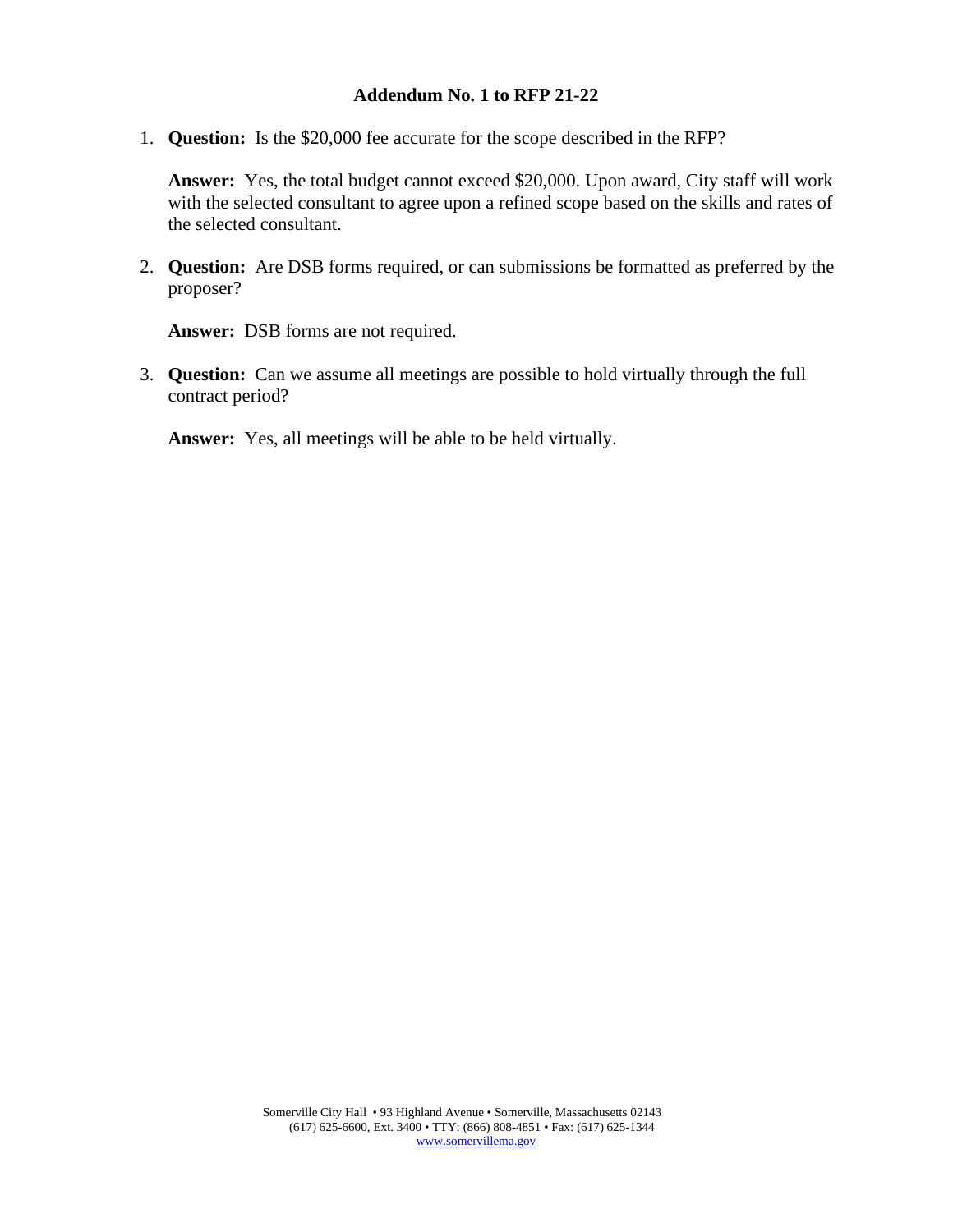**Addendum No. 1 to RFP 21-22**

1. **Question:** Is the $20,000 fee accurate for the scope described in the RFP?

   **Answer:** Yes, the total budget cannot exceed $20,000. Upon award, City staff will work with the selected consultant to agree upon a refined scope based on the skills and rates of the selected consultant.

2. **Question:** Are DSB forms required, or can submissions be formatted as preferred by the proposer?

   **Answer:** DSB forms are not required.

3. **Question:** Can we assume all meetings are possible to hold virtually through the full contract period?

   **Answer:** Yes, all meetings will be able to be held virtually.

Somerville City Hall • 93 Highland Avenue • Somerville, Massachusetts 02143
(617) 625-6600, Ext. 3400 • TTY: (866) 808-4851 • Fax: (617) 625-1344
www.somervillema.gov